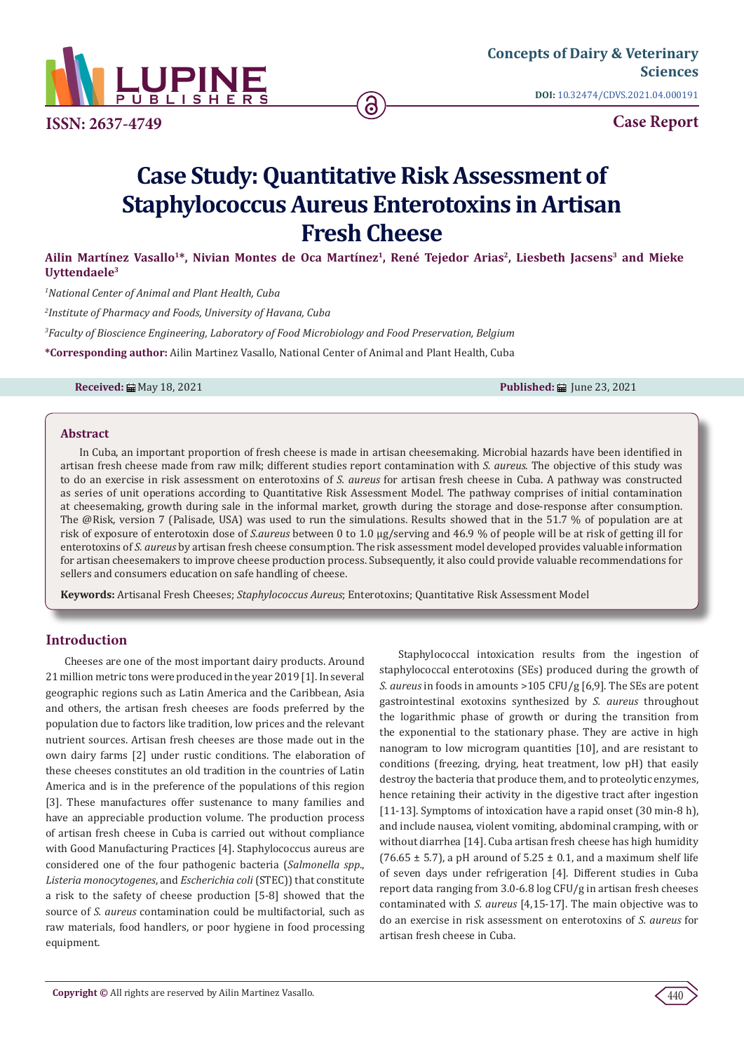Concepts of Dairy & Veterinary Sciences

DOI: 10.32474/CDVS.2021.04.000191

ISSN: 2637-4749

Case Report

# Case Study: Quantitative Risk Assessment of Staphylococcus Aureus Enterotoxins in Artisan Fresh Cheese

**Ailin Martínez Vasallo[1]*, Nivian Montes de Oca Martínez[1], René Tejedor Arias[2], Liesbeth Jacsens[3] and Mieke Uyttendaele[3]**

[1]*National Center of Animal and Plant Health, Cuba*

[2]*Institute of Pharmacy and Foods, University of Havana, Cuba*

[3]*Faculty of Bioscience Engineering, Laboratory of Food Microbiology and Food Preservation, Belgium*

**\*Corresponding author:** Ailin Martinez Vasallo, National Center of Animal and Plant Health, Cuba

**Received:** May 18, 2021 **Published:** June 23, 2021

## Abstract

In Cuba, an important proportion of fresh cheese is made in artisan cheesemaking. Microbial hazards have been identified in artisan fresh cheese made from raw milk; different studies report contamination with *S. aureus*. The objective of this study was to do an exercise in risk assessment on enterotoxins of *S. aureus* for artisan fresh cheese in Cuba. A pathway was constructed as series of unit operations according to Quantitative Risk Assessment Model. The pathway comprises of initial contamination at cheesemaking, growth during sale in the informal market, growth during the storage and dose-response after consumption. The @Risk, version 7 (Palisade, USA) was used to run the simulations. Results showed that in the 51.7 % of population are at risk of exposure of enterotoxin dose of *S.aureus* between 0 to 1.0 μg/serving and 46.9 % of people will be at risk of getting ill for enterotoxins of *S. aureus* by artisan fresh cheese consumption. The risk assessment model developed provides valuable information for artisan cheesemakers to improve cheese production process. Subsequently, it also could provide valuable recommendations for sellers and consumers education on safe handling of cheese.

**Keywords:** Artisanal Fresh Cheeses; *Staphylococcus Aureus*; Enterotoxins; Quantitative Risk Assessment Model

## Introduction

Cheeses are one of the most important dairy products. Around 21 million metric tons were produced in the year 2019 [1]. In several geographic regions such as Latin America and the Caribbean, Asia and others, the artisan fresh cheeses are foods preferred by the population due to factors like tradition, low prices and the relevant nutrient sources. Artisan fresh cheeses are those made out in the own dairy farms [2] under rustic conditions. The elaboration of these cheeses constitutes an old tradition in the countries of Latin America and is in the preference of the populations of this region [3]. These manufactures offer sustenance to many families and have an appreciable production volume. The production process of artisan fresh cheese in Cuba is carried out without compliance with Good Manufacturing Practices [4]. Staphylococcus aureus are considered one of the four pathogenic bacteria (*Salmonella spp*., *Listeria monocytogenes*, and *Escherichia coli* (STEC)) that constitute a risk to the safety of cheese production [5-8] showed that the source of *S. aureus* contamination could be multifactorial, such as raw materials, food handlers, or poor hygiene in food processing equipment.

Staphylococcal intoxication results from the ingestion of staphylococcal enterotoxins (SEs) produced during the growth of *S. aureus* in foods in amounts >105 CFU/g [6,9]. The SEs are potent gastrointestinal exotoxins synthesized by *S. aureus* throughout the logarithmic phase of growth or during the transition from the exponential to the stationary phase. They are active in high nanogram to low microgram quantities [10], and are resistant to conditions (freezing, drying, heat treatment, low pH) that easily destroy the bacteria that produce them, and to proteolytic enzymes, hence retaining their activity in the digestive tract after ingestion [11-13]. Symptoms of intoxication have a rapid onset (30 min-8 h), and include nausea, violent vomiting, abdominal cramping, with or without diarrhea [14]. Cuba artisan fresh cheese has high humidity (76.65 ± 5.7), a pH around of 5.25 ± 0.1, and a maximum shelf life of seven days under refrigeration [4]. Different studies in Cuba report data ranging from 3.0-6.8 log CFU/g in artisan fresh cheeses contaminated with *S. aureus* [4,15-17]. The main objective was to do an exercise in risk assessment on enterotoxins of *S. aureus* for artisan fresh cheese in Cuba.

**Copyright ©** All rights are reserved by Ailin Martinez Vasallo.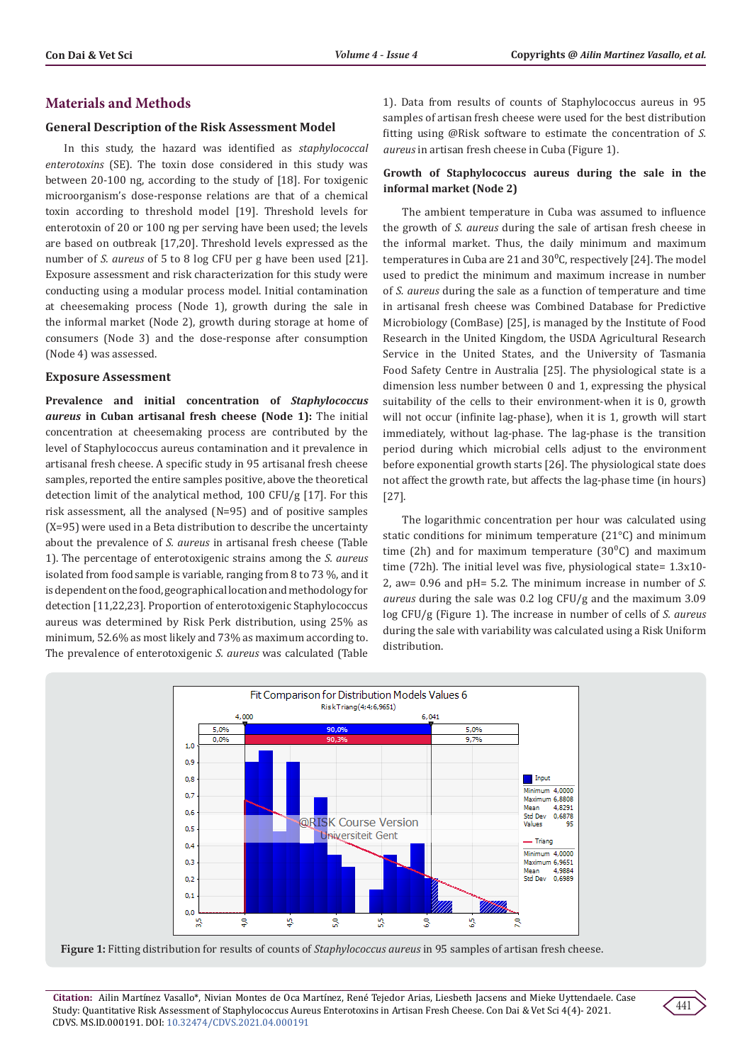## Materials and Methods

### General Description of the Risk Assessment Model

In this study, the hazard was identified as *staphylococcal enterotoxins* (SE). The toxin dose considered in this study was between 20-100 ng, according to the study of [18]. For toxigenic microorganism's dose-response relations are that of a chemical toxin according to threshold model [19]. Threshold levels for enterotoxin of 20 or 100 ng per serving have been used; the levels are based on outbreak [17,20]. Threshold levels expressed as the number of *S. aureus* of 5 to 8 log CFU per g have been used [21]. Exposure assessment and risk characterization for this study were conducting using a modular process model. Initial contamination at cheesemaking process (Node 1), growth during the sale in the informal market (Node 2), growth during storage at home of consumers (Node 3) and the dose-response after consumption (Node 4) was assessed.

### Exposure Assessment

**Prevalence and initial concentration of *Staphylococcus aureus* in Cuban artisanal fresh cheese (Node 1):** The initial concentration at cheesemaking process are contributed by the level of Staphylococcus aureus contamination and it prevalence in artisanal fresh cheese. A specific study in 95 artisanal fresh cheese samples, reported the entire samples positive, above the theoretical detection limit of the analytical method, 100 CFU/g [17]. For this risk assessment, all the analysed (N=95) and of positive samples (X=95) were used in a Beta distribution to describe the uncertainty about the prevalence of *S. aureus* in artisanal fresh cheese (Table 1). The percentage of enterotoxigenic strains among the *S. aureus* isolated from food sample is variable, ranging from 8 to 73 %, and it is dependent on the food, geographical location and methodology for detection [11,22,23]. Proportion of enterotoxigenic Staphylococcus aureus was determined by Risk Perk distribution, using 25% as minimum, 52.6% as most likely and 73% as maximum according to. The prevalence of enterotoxigenic *S. aureus* was calculated (Table 1). Data from results of counts of Staphylococcus aureus in 95 samples of artisan fresh cheese were used for the best distribution fitting using @Risk software to estimate the concentration of *S. aureus* in artisan fresh cheese in Cuba (Figure 1).

### Growth of Staphylococcus aureus during the sale in the informal market (Node 2)

The ambient temperature in Cuba was assumed to influence the growth of *S. aureus* during the sale of artisan fresh cheese in the informal market. Thus, the daily minimum and maximum temperatures in Cuba are 21 and 30$^0$C, respectively [24]. The model used to predict the minimum and maximum increase in number of *S. aureus* during the sale as a function of temperature and time in artisanal fresh cheese was Combined Database for Predictive Microbiology (ComBase) [25], is managed by the Institute of Food Research in the United Kingdom, the USDA Agricultural Research Service in the United States, and the University of Tasmania Food Safety Centre in Australia [25]. The physiological state is a dimension less number between 0 and 1, expressing the physical suitability of the cells to their environment-when it is 0, growth will not occur (infinite lag-phase), when it is 1, growth will start immediately, without lag-phase. The lag-phase is the transition period during which microbial cells adjust to the environment before exponential growth starts [26]. The physiological state does not affect the growth rate, but affects the lag-phase time (in hours) [27].

The logarithmic concentration per hour was calculated using static conditions for minimum temperature (21°C) and minimum time (2h) and for maximum temperature (30$^0$C) and maximum time (72h). The initial level was five, physiological state= 1.3x10-2, aw= 0.96 and pH= 5.2. The minimum increase in number of *S. aureus* during the sale was 0.2 log CFU/g and the maximum 3.09 log CFU/g (Figure 1). The increase in number of cells of *S. aureus* during the sale with variability was calculated using a Risk Uniform distribution.

**Figure 1:** Fitting distribution for results of counts of *Staphylococcus aureus* in 95 samples of artisan fresh cheese.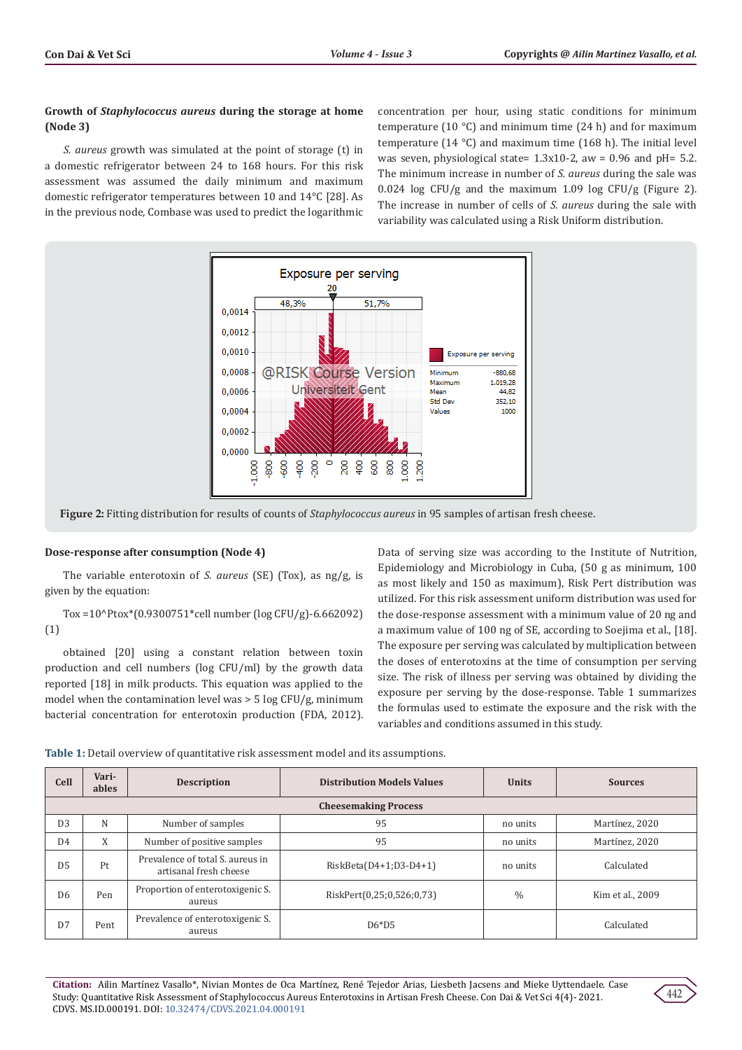### Growth of *Staphylococcus aureus* during the storage at home (Node 3)

*S. aureus* growth was simulated at the point of storage (t) in a domestic refrigerator between 24 to 168 hours. For this risk assessment was assumed the daily minimum and maximum domestic refrigerator temperatures between 10 and 14°C [28]. As in the previous node, Combase was used to predict the logarithmic concentration per hour, using static conditions for minimum temperature (10 °C) and minimum time (24 h) and for maximum temperature (14 °C) and maximum time (168 h). The initial level was seven, physiological state= 1.3x10-2, aw = 0.96 and pH= 5.2. The minimum increase in number of *S. aureus* during the sale was 0.024 log CFU/g and the maximum 1.09 log CFU/g (Figure 2). The increase in number of cells of *S. aureus* during the sale with variability was calculated using a Risk Uniform distribution.

**Figure 2:** Fitting distribution for results of counts of *Staphylococcus aureus* in 95 samples of artisan fresh cheese.

### Dose-response after consumption (Node 4)

The variable enterotoxin of *S. aureus* (SE) (Tox), as ng/g, is given by the equation:

Tox =10^Ptox*(0.9300751*cell number (log CFU/g)-6.662092) (1)

obtained [20] using a constant relation between toxin production and cell numbers (log CFU/ml) by the growth data reported [18] in milk products. This equation was applied to the model when the contamination level was > 5 log CFU/g, minimum bacterial concentration for enterotoxin production (FDA, 2012). Data of serving size was according to the Institute of Nutrition, Epidemiology and Microbiology in Cuba, (50 g as minimum, 100 as most likely and 150 as maximum), Risk Pert distribution was utilized. For this risk assessment uniform distribution was used for the dose-response assessment with a minimum value of 20 ng and a maximum value of 100 ng of SE, according to Soejima et al., [18]. The exposure per serving was calculated by multiplication between the doses of enterotoxins at the time of consumption per serving size. The risk of illness per serving was obtained by dividing the exposure per serving by the dose-response. Table 1 summarizes the formulas used to estimate the exposure and the risk with the variables and conditions assumed in this study.

**Table 1:** Detail overview of quantitative risk assessment model and its assumptions.

| Cell | Variables | Description | Distribution Models Values | Units | Sources |
|---|---|---|---|---|---|
| | | | **Cheesemaking Process** | | |
| D3 | N | Number of samples | 95 | no units | Martínez, 2020 |
| D4 | X | Number of positive samples | 95 | no units | Martínez, 2020 |
| D5 | Pt | Prevalence of total S. aureus in artisanal fresh cheese | RiskBeta(D4+1;D3-D4+1) | no units | Calculated |
| D6 | Pen | Proportion of enterotoxigenic S. aureus | RiskPert(0,25;0,526;0,73) | % | Kim et al., 2009 |
| D7 | Pent | Prevalence of enterotoxigenic S. aureus | D6*D5 | | Calculated |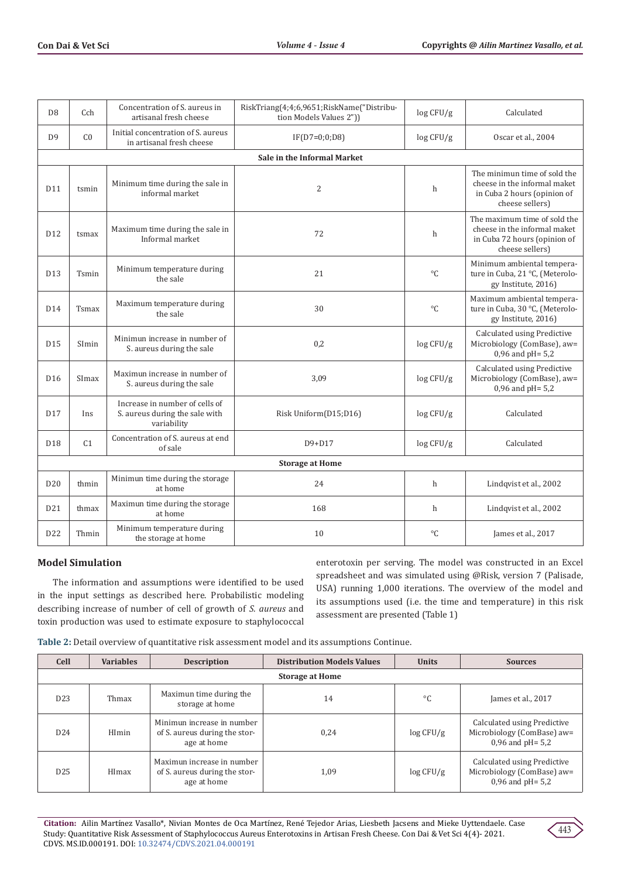| Cell | Variables | Description | Distribution Models Values | Units | Sources |
|---|---|---|---|---|---|
| D8 | Cch | Concentration of S. aureus in artisanal fresh cheese | RiskTriang(4;4;6,9651;RiskName("Distribution Models Values 2")) | log CFU/g | Calculated |
| D9 | C0 | Initial concentration of S. aureus in artisanal fresh cheese | IF(D7=0;0;D8) | log CFU/g | Oscar et al., 2004 |
| **Sale in the Informal Market** | | | | | |
| D11 | tsmin | Minimum time during the sale in informal market | 2 | h | The minimun time of sold the cheese in the informal maket in Cuba 2 hours (opinion of cheese sellers) |
| D12 | tsmax | Maximum time during the sale in Informal market | 72 | h | The maximum time of sold the cheese in the informal maket in Cuba 72 hours (opinion of cheese sellers) |
| D13 | Tsmin | Minimum temperature during the sale | 21 | °C | Minimum ambiental temperature in Cuba, 21 °C, (Meterology Institute, 2016) |
| D14 | Tsmax | Maximum temperature during the sale | 30 | °C | Maximum ambiental temperature in Cuba, 30 °C, (Meterology Institute, 2016) |
| D15 | SImin | Minimun increase in number of S. aureus during the sale | 0,2 | log CFU/g | Calculated using Predictive Microbiology (ComBase), aw= 0,96 and pH= 5,2 |
| D16 | SImax | Maximun increase in number of S. aureus during the sale | 3,09 | log CFU/g | Calculated using Predictive Microbiology (ComBase), aw= 0,96 and pH= 5,2 |
| D17 | Ins | Increase in number of cells of S. aureus during the sale with variability | Risk Uniform(D15;D16) | log CFU/g | Calculated |
| D18 | C1 | Concentration of S. aureus at end of sale | D9+D17 | log CFU/g | Calculated |
| **Storage at Home** | | | | | |
| D20 | thmin | Minimun time during the storage at home | 24 | h | Lindqvist et al., 2002 |
| D21 | thmax | Maximun time during the storage at home | 168 | h | Lindqvist et al., 2002 |
| D22 | Thmin | Minimum temperature during the storage at home | 10 | °C | James et al., 2017 |

## Model Simulation

The information and assumptions were identified to be used in the input settings as described here. Probabilistic modeling describing increase of number of cell of growth of *S. aureus* and toxin production was used to estimate exposure to staphylococcal enterotoxin per serving. The model was constructed in an Excel spreadsheet and was simulated using @Risk, version 7 (Palisade, USA) running 1,000 iterations. The overview of the model and its assumptions used (i.e. the time and temperature) in this risk assessment are presented (Table 1)

**Table 2:** Detail overview of quantitative risk assessment model and its assumptions Continue.

| Cell | Variables | Description | Distribution Models Values | Units | Sources |
|---|---|---|---|---|---|
| **Storage at Home** | | | | | |
| D23 | Thmax | Maximun time during the storage at home | 14 | °C | James et al., 2017 |
| D24 | HImin | Minimun increase in number of S. aureus during the storage at home | 0,24 | log CFU/g | Calculated using Predictive Microbiology (ComBase) aw= 0,96 and pH= 5,2 |
| D25 | HImax | Maximun increase in number of S. aureus during the storage at home | 1,09 | log CFU/g | Calculated using Predictive Microbiology (ComBase) aw= 0,96 and pH= 5,2 |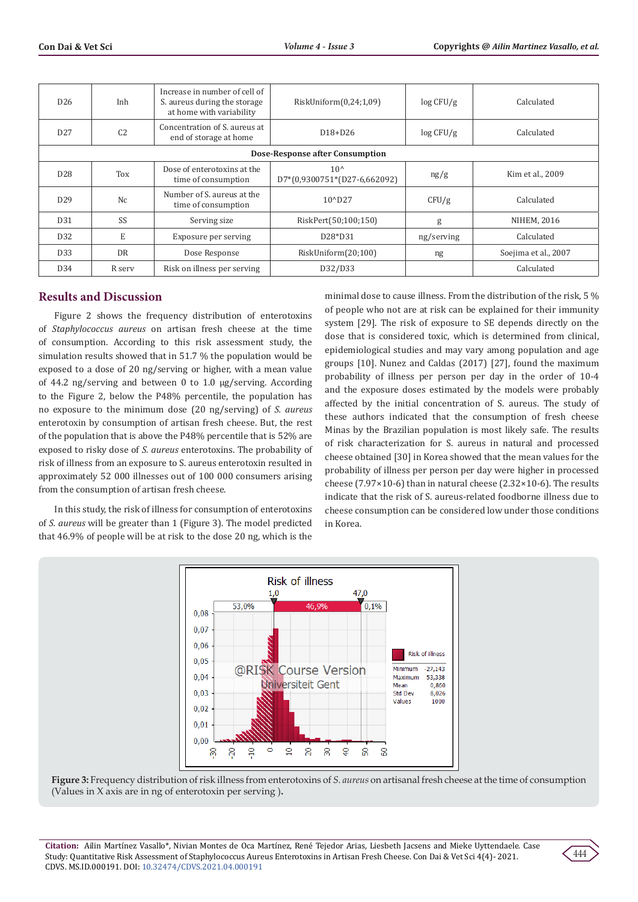| D26 | Inh | Increase in number of cell of S. aureus during the storage at home with variability | RiskUniform(0,24;1,09) | log CFU/g | Calculated |
|---|---|---|---|---|---|
| D27 | C2 | Concentration of S. aureus at end of storage at home | D18+D26 | log CFU/g | Calculated |
| **Dose-Response after Consumption** | | | | | |
| D28 | Tox | Dose of enterotoxins at the time of consumption | 10^ D7*(0,9300751*(D27-6,662092) | ng/g | Kim et al., 2009 |
| D29 | Nc | Number of S. aureus at the time of consumption | 10^D27 | CFU/g | Calculated |
| D31 | SS | Serving size | RiskPert(50;100;150) | g | NIHEM, 2016 |
| D32 | E | Exposure per serving | D28*D31 | ng/serving | Calculated |
| D33 | DR | Dose Response | RiskUniform(20;100) | ng | Soejima et al., 2007 |
| D34 | R serv | Risk on illness per serving | D32/D33 | | Calculated |

## Results and Discussion

Figure 2 shows the frequency distribution of enterotoxins of *Staphylococcus aureus* on artisan fresh cheese at the time of consumption. According to this risk assessment study, the simulation results showed that in 51.7 % the population would be exposed to a dose of 20 ng/serving or higher, with a mean value of 44.2 ng/serving and between 0 to 1.0 µg/serving. According to the Figure 2, below the P48% percentile, the population has no exposure to the minimum dose (20 ng/serving) of *S. aureus* enterotoxin by consumption of artisan fresh cheese. But, the rest of the population that is above the P48% percentile that is 52% are exposed to risky dose of *S. aureus* enterotoxins. The probability of risk of illness from an exposure to S. aureus enterotoxin resulted in approximately 52 000 illnesses out of 100 000 consumers arising from the consumption of artisan fresh cheese.

In this study, the risk of illness for consumption of enterotoxins of *S. aureus* will be greater than 1 (Figure 3). The model predicted that 46.9% of people will be at risk to the dose 20 ng, which is the minimal dose to cause illness. From the distribution of the risk, 5 % of people who not are at risk can be explained for their immunity system [29]. The risk of exposure to SE depends directly on the dose that is considered toxic, which is determined from clinical, epidemiological studies and may vary among population and age groups [10]. Nunez and Caldas (2017) [27], found the maximum probability of illness per person per day in the order of 10-4 and the exposure doses estimated by the models were probably affected by the initial concentration of S. aureus. The study of these authors indicated that the consumption of fresh cheese Minas by the Brazilian population is most likely safe. The results of risk characterization for S. aureus in natural and processed cheese obtained [30] in Korea showed that the mean values for the probability of illness per person per day were higher in processed cheese (7.97×10-6) than in natural cheese (2.32×10-6). The results indicate that the risk of S. aureus-related foodborne illness due to cheese consumption can be considered low under those conditions in Korea.

**Figure 3:** Frequency distribution of risk illness from enterotoxins of *S. aureus* on artisanal fresh cheese at the time of consumption (Values in X axis are in ng of enterotoxin per serving ).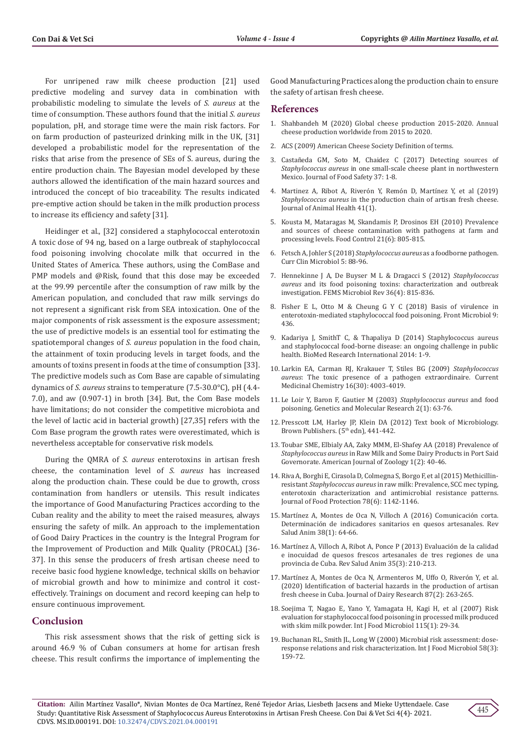For unripened raw milk cheese production [21] used predictive modeling and survey data in combination with probabilistic modeling to simulate the levels of *S. aureus* at the time of consumption. These authors found that the initial *S. aureus* population, pH, and storage time were the main risk factors. For on farm production of pasteurized drinking milk in the UK, [31] developed a probabilistic model for the representation of the risks that arise from the presence of SEs of S. aureus, during the entire production chain. The Bayesian model developed by these authors allowed the identification of the main hazard sources and introduced the concept of bio traceability. The results indicated pre-emptive action should be taken in the milk production process to increase its efficiency and safety [31].

Heidinger et al., [32] considered a staphylococcal enterotoxin A toxic dose of 94 ng, based on a large outbreak of staphylococcal food poisoning involving chocolate milk that occurred in the United States of America. These authors, using the ComBase and PMP models and @Risk, found that this dose may be exceeded at the 99.99 percentile after the consumption of raw milk by the American population, and concluded that raw milk servings do not represent a significant risk from SEA intoxication. One of the major components of risk assessment is the exposure assessment; the use of predictive models is an essential tool for estimating the spatiotemporal changes of *S. aureus* population in the food chain, the attainment of toxin producing levels in target foods, and the amounts of toxins present in foods at the time of consumption [33]. The predictive models such as Com Base are capable of simulating dynamics of *S. aureus* strains to temperature (7.5-30.0°C), pH (4.4-7.0), and aw (0.907-1) in broth [34]. But, the Com Base models have limitations; do not consider the competitive microbiota and the level of lactic acid in bacterial growth) [27,35] refers with the Com Base program the growth rates were overestimated, which is nevertheless acceptable for conservative risk models.

During the QMRA of *S. aureus* enterotoxins in artisan fresh cheese, the contamination level of *S. aureus* has increased along the production chain. These could be due to growth, cross contamination from handlers or utensils. This result indicates the importance of Good Manufacturing Practices according to the Cuban reality and the ability to meet the raised measures, always ensuring the safety of milk. An approach to the implementation of Good Dairy Practices in the country is the Integral Program for the Improvement of Production and Milk Quality (PROCAL) [36-37]. In this sense the producers of fresh artisan cheese need to receive basic food hygiene knowledge, technical skills on behavior of microbial growth and how to minimize and control it cost-effectively. Trainings on document and record keeping can help to ensure continuous improvement.

## Conclusion

This risk assessment shows that the risk of getting sick is around 46.9 % of Cuban consumers at home for artisan fresh cheese. This result confirms the importance of implementing the Good Manufacturing Practices along the production chain to ensure the safety of artisan fresh cheese.

## References

1. Shahbandeh M (2020) Global cheese production 2015-2020. Annual cheese production worldwide from 2015 to 2020.
2. ACS (2009) American Cheese Society Definition of terms.
3. Castañeda GM, Soto M, Chaidez C (2017) Detecting sources of *Staphylococcus aureus* in one small-scale cheese plant in northwestern Mexico. Journal of Food Safety 37: 1-8.
4. Martinez A, Ribot A, Riverón Y, Remón D, Martínez Y, et al (2019) *Staphylococcus aureus* in the production chain of artisan fresh cheese. Journal of Animal Health 41(1).
5. Kousta M, Mataragas M, Skandamis P, Drosinos EH (2010) Prevalence and sources of cheese contamination with pathogens at farm and processing levels. Food Control 21(6): 805-815.
6. Fetsch A, Johler S (2018) *Staphylococcus aureus* as a foodborne pathogen. Curr Clin Microbiol 5: 88-96.
7. Hennekinne J A, De Buyser M L & Dragacci S (2012) *Staphylococcus aureus* and its food poisoning toxins: characterization and outbreak investigation. FEMS Microbiol Rev 36(4): 815-836.
8. Fisher E L, Otto M & Cheung G Y C (2018) Basis of virulence in enterotoxin-mediated staphylococcal food poisoning. Front Microbiol 9: 436.
9. Kadariya J, SmithT C, & Thapaliya D (2014) Staphylococcus aureus and staphylococcal food-borne disease: an ongoing challenge in public health. BioMed Research International 2014: 1-9.
10. Larkin EA, Carman RJ, Krakauer T, Stiles BG (2009) *Staphylococcus aureus*: The toxic presence of a pathogen extraordinaire. Current Medicinal Chemistry 16(30): 4003-4019.
11. Le Loir Y, Baron F, Gautier M (2003) *Staphylococcus aureus* and food poisoning. Genetics and Molecular Research 2(1): 63-76.
12. Presscott LM, Harley JP, Klein DA (2012) Text book of Microbiology. Brown Publishers. (5th edn), 441-442.
13. Toubar SME, Elbialy AA, Zaky MMM, El-Shafey AA (2018) Prevalence of *Staphylococcus aureus* in Raw Milk and Some Dairy Products in Port Said Governorate. American Journal of Zoology 1(2): 40-46.
14. Riva A, Borghi E, Cirasola D, Colmegna S, Borgo F, et al (2015) Methicillin-resistant *Staphylococcus aureus* in raw milk: Prevalence, SCC mec typing, enterotoxin characterization and antimicrobial resistance patterns. Journal of Food Protection 78(6): 1142-1146.
15. Martínez A, Montes de Oca N, Villoch A (2016) Comunicación corta. Determinación de indicadores sanitarios en quesos artesanales. Rev Salud Anim 38(1): 64-66.
16. Martínez A, Villoch A, Ribot A, Ponce P (2013) Evaluación de la calidad e inocuidad de quesos frescos artesanales de tres regiones de una provincia de Cuba. Rev Salud Anim 35(3): 210-213.
17. Martínez A, Montes de Oca N, Armenteros M, Uffo O, Riverón Y, et al. (2020) Identification of bacterial hazards in the production of artisan fresh cheese in Cuba. Journal of Dairy Research 87(2): 263-265.
18. Soejima T, Nagao E, Yano Y, Yamagata H, Kagi H, et al (2007) Risk evaluation for staphylococcal food poisoning in processed milk produced with skim milk powder. Int J Food Microbiol 115(1): 29-34.
19. Buchanan RL, Smith JL, Long W (2000) Microbial risk assessment: dose-response relations and risk characterization. Int J Food Microbiol 58(3): 159-72.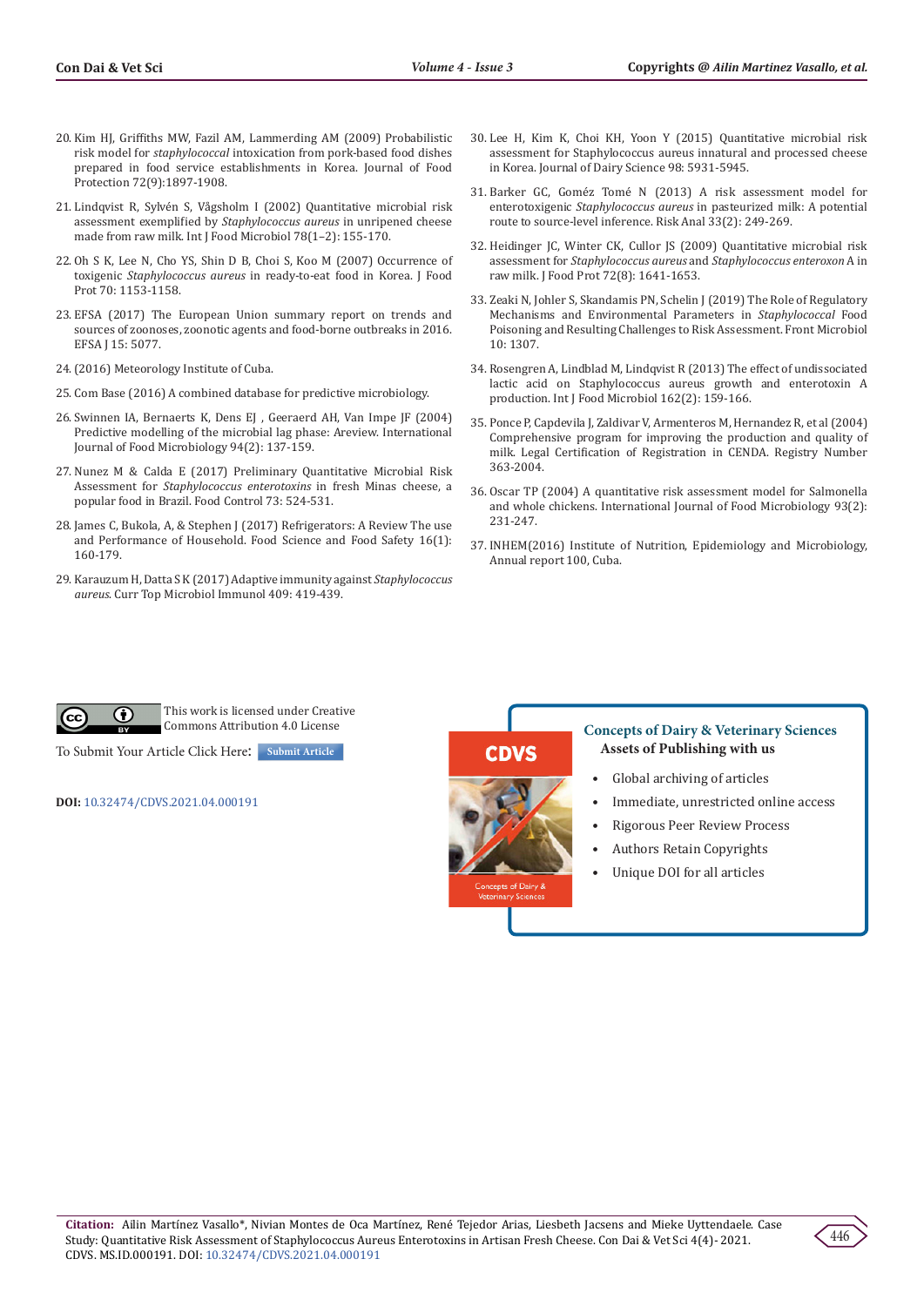20. Kim HJ, Griffiths MW, Fazil AM, Lammerding AM (2009) Probabilistic risk model for *staphylococcal* intoxication from pork-based food dishes prepared in food service establishments in Korea. Journal of Food Protection 72(9):1897-1908.

21. Lindqvist R, Sylvén S, Vågsholm I (2002) Quantitative microbial risk assessment exemplified by *Staphylococcus aureus* in unripened cheese made from raw milk. Int J Food Microbiol 78(1–2): 155-170.

22. Oh S K, Lee N, Cho YS, Shin D B, Choi S, Koo M (2007) Occurrence of toxigenic *Staphylococcus aureus* in ready-to-eat food in Korea. J Food Prot 70: 1153-1158.

23. EFSA (2017) The European Union summary report on trends and sources of zoonoses, zoonotic agents and food-borne outbreaks in 2016. EFSA J 15: 5077.

24. (2016) Meteorology Institute of Cuba.

25. Com Base (2016) A combined database for predictive microbiology.

26. Swinnen IA, Bernaerts K, Dens EJ , Geeraerd AH, Van Impe JF (2004) Predictive modelling of the microbial lag phase: Areview. International Journal of Food Microbiology 94(2): 137-159.

27. Nunez M & Calda E (2017) Preliminary Quantitative Microbial Risk Assessment for *Staphylococcus enterotoxins* in fresh Minas cheese, a popular food in Brazil. Food Control 73: 524-531.

28. James C, Bukola, A, & Stephen J (2017) Refrigerators: A Review The use and Performance of Household. Food Science and Food Safety 16(1): 160-179.

29. Karauzum H, Datta S K (2017) Adaptive immunity against *Staphylococcus aureus*. Curr Top Microbiol Immunol 409: 419-439.

30. Lee H, Kim K, Choi KH, Yoon Y (2015) Quantitative microbial risk assessment for Staphylococcus aureus innatural and processed cheese in Korea. Journal of Dairy Science 98: 5931-5945.

31. Barker GC, Goméz Tomé N (2013) A risk assessment model for enterotoxigenic *Staphylococcus aureus* in pasteurized milk: A potential route to source-level inference. Risk Anal 33(2): 249-269.

32. Heidinger JC, Winter CK, Cullor JS (2009) Quantitative microbial risk assessment for *Staphylococcus aureus* and *Staphylococcus enteroxon* A in raw milk. J Food Prot 72(8): 1641-1653.

33. Zeaki N, Johler S, Skandamis PN, Schelin J (2019) The Role of Regulatory Mechanisms and Environmental Parameters in *Staphylococcal* Food Poisoning and Resulting Challenges to Risk Assessment. Front Microbiol 10: 1307.

34. Rosengren A, Lindblad M, Lindqvist R (2013) The effect of undissociated lactic acid on Staphylococcus aureus growth and enterotoxin A production. Int J Food Microbiol 162(2): 159-166.

35. Ponce P, Capdevila J, Zaldivar V, Armenteros M, Hernandez R, et al (2004) Comprehensive program for improving the production and quality of milk. Legal Certification of Registration in CENDA. Registry Number 363-2004.

36. Oscar TP (2004) A quantitative risk assessment model for Salmonella and whole chickens. International Journal of Food Microbiology 93(2): 231-247.

37. INHEM(2016) Institute of Nutrition, Epidemiology and Microbiology, Annual report 100, Cuba.

This work is licensed under Creative Commons Attribution 4.0 License

To Submit Your Article Click Here: Submit Article

**DOI:** 10.32474/CDVS.2021.04.000191

**Concepts of Dairy & Veterinary Sciences**

**Assets of Publishing with us**

- Global archiving of articles
- Immediate, unrestricted online access
- Rigorous Peer Review Process
- Authors Retain Copyrights
- Unique DOI for all articles

**Citation:** Ailin Martínez Vasallo*, Nivian Montes de Oca Martínez, René Tejedor Arias, Liesbeth Jacsens and Mieke Uyttendaele. Case Study: Quantitative Risk Assessment of Staphylococcus Aureus Enterotoxins in Artisan Fresh Cheese. Con Dai & Vet Sci 4(4)- 2021. CDVS. MS.ID.000191. DOI: 10.32474/CDVS.2021.04.000191